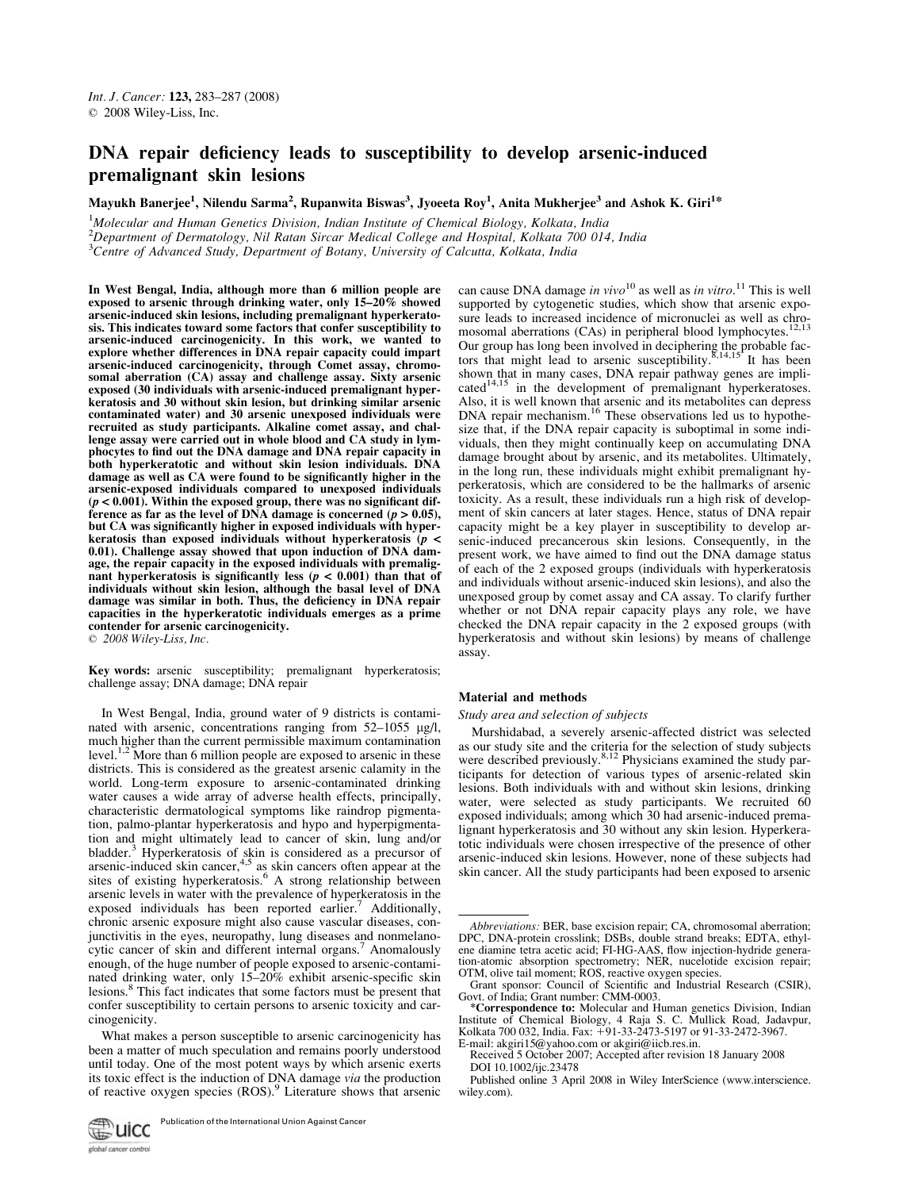# DNA repair deficiency leads to susceptibility to develop arsenic-induced premalignant skin lesions

Mayukh Banerjee[1], Nilendu Sarma[2], Rupanwita Biswas[3], Jyoeeta Roy[1], Anita Mukherjee[3] and Ashok K. Giri[1]*

[1]Molecular and Human Genetics Division, Indian Institute of Chemical Biology, Kolkata, India
[2]Department of Dermatology, Nil Ratan Sircar Medical College and Hospital, Kolkata 700 014, India
[3]Centre of Advanced Study, Department of Botany, University of Calcutta, Kolkata, India

**In West Bengal, India, although more than 6 million people are exposed to arsenic through drinking water, only 15–20% showed arsenic-induced skin lesions, including premalignant hyperkeratosis. This indicates toward some factors that confer susceptibility to arsenic-induced carcinogenicity. In this work, we wanted to explore whether differences in DNA repair capacity could impart arsenic-induced carcinogenicity, through Comet assay, chromosomal aberration (CA) assay and challenge assay. Sixty arsenic exposed (30 individuals with arsenic-induced premalignant hyperkeratosis and 30 without skin lesion, but drinking similar arsenic contaminated water) and 30 arsenic unexposed individuals were recruited as study participants. Alkaline comet assay, and challenge assay were carried out in whole blood and CA study in lymphocytes to find out the DNA damage and DNA repair capacity in both hyperkeratotic and without skin lesion individuals. DNA damage as well as CA were found to be significantly higher in the arsenic-exposed individuals compared to unexposed individuals ($p < 0.001$). Within the exposed group, there was no significant difference as far as the level of DNA damage is concerned ($p > 0.05$), but CA was significantly higher in exposed individuals with hyperkeratosis than exposed individuals without hyperkeratosis ($p < 0.01$). Challenge assay showed that upon induction of DNA damage, the repair capacity in the exposed individuals with premalignant hyperkeratosis is significantly less ($p < 0.001$) than that of individuals without skin lesion, although the basal level of DNA damage was similar in both. Thus, the deficiency in DNA repair capacities in the hyperkeratotic individuals emerges as a prime contender for arsenic carcinogenicity.**

© 2008 Wiley-Liss, Inc.

**Key words:** arsenic susceptibility; premalignant hyperkeratosis; challenge assay; DNA damage; DNA repair

In West Bengal, India, ground water of 9 districts is contaminated with arsenic, concentrations ranging from 52–1055 µg/l, much higher than the current permissible maximum contamination level.[1,2] More than 6 million people are exposed to arsenic in these districts. This is considered as the greatest arsenic calamity in the world. Long-term exposure to arsenic-contaminated drinking water causes a wide array of adverse health effects, principally, characteristic dermatological symptoms like raindrop pigmentation, palmo-plantar hyperkeratosis and hypo and hyperpigmentation and might ultimately lead to cancer of skin, lung and/or bladder.[3] Hyperkeratosis of skin is considered as a precursor of arsenic-induced skin cancer,[4,5] as skin cancers often appear at the sites of existing hyperkeratosis.[6] A strong relationship between arsenic levels in water with the prevalence of hyperkeratosis in the exposed individuals has been reported earlier.[7] Additionally, chronic arsenic exposure might also cause vascular diseases, conjunctivitis in the eyes, neuropathy, lung diseases and nonmelanocytic cancer of skin and different internal organs.[7] Anomalously enough, of the huge number of people exposed to arsenic-contaminated drinking water, only 15–20% exhibit arsenic-specific skin lesions.[8] This fact indicates that some factors must be present that confer susceptibility to certain persons to arsenic toxicity and carcinogenicity.

What makes a person susceptible to arsenic carcinogenicity has been a matter of much speculation and remains poorly understood until today. One of the most potent ways by which arsenic exerts its toxic effect is the induction of DNA damage *via* the production of reactive oxygen species (ROS).[9] Literature shows that arsenic can cause DNA damage *in vivo*[10] as well as *in vitro*.[11] This is well supported by cytogenetic studies, which show that arsenic exposure leads to increased incidence of micronuclei as well as chromosomal aberrations (CAs) in peripheral blood lymphocytes.[12,13] Our group has long been involved in deciphering the probable factors that might lead to arsenic susceptibility.[8,14,15] It has been shown that in many cases, DNA repair pathway genes are implicated[14,15] in the development of premalignant hyperkeratoses. Also, it is well known that arsenic and its metabolites can depress DNA repair mechanism.[16] These observations led us to hypothesize that, if the DNA repair capacity is suboptimal in some individuals, then they might continually keep on accumulating DNA damage brought about by arsenic, and its metabolites. Ultimately, in the long run, these individuals might exhibit premalignant hyperkeratosis, which are considered to be the hallmarks of arsenic toxicity. As a result, these individuals run a high risk of development of skin cancers at later stages. Hence, status of DNA repair capacity might be a key player in susceptibility to develop arsenic-induced precancerous skin lesions. Consequently, in the present work, we have aimed to find out the DNA damage status of each of the 2 exposed groups (individuals with hyperkeratosis and individuals without arsenic-induced skin lesions), and also the unexposed group by comet assay and CA assay. To clarify further whether or not DNA repair capacity plays any role, we have checked the DNA repair capacity in the 2 exposed groups (with hyperkeratosis and without skin lesions) by means of challenge assay.

## Material and methods

### Study area and selection of subjects

Murshidabad, a severely arsenic-affected district was selected as our study site and the criteria for the selection of study subjects were described previously.[8,12] Physicians examined the study participants for detection of various types of arsenic-related skin lesions. Both individuals with and without skin lesions, drinking water, were selected as study participants. We recruited 60 exposed individuals; among which 30 had arsenic-induced premalignant hyperkeratosis and 30 without any skin lesion. Hyperkeratotic individuals were chosen irrespective of the presence of other arsenic-induced skin lesions. However, none of these subjects had skin cancer. All the study participants had been exposed to arsenic

---

*Abbreviations:* BER, base excision repair; CA, chromosomal aberration; DPC, DNA-protein crosslink; DSBs, double strand breaks; EDTA, ethylene diamine tetra acetic acid; FI-HG-AAS, flow injection-hydride generation-atomic absorption spectrometry; NER, nucelotide excision repair; OTM, olive tail moment; ROS, reactive oxygen species.

Grant sponsor: Council of Scientific and Industrial Research (CSIR), Govt. of India; Grant number: CMM-0003.

*Correspondence to: Molecular and Human genetics Division, Indian Institute of Chemical Biology, 4 Raja S. C. Mullick Road, Jadavpur, Kolkata 700 032, India. Fax: +91-33-2473-5197 or 91-33-2472-3967. E-mail: akgiri15@yahoo.com or akgiri@iicb.res.in.

Received 5 October 2007; Accepted after revision 18 January 2008

DOI 10.1002/ijc.23478

Published online 3 April 2008 in Wiley InterScience (www.interscience.wiley.com).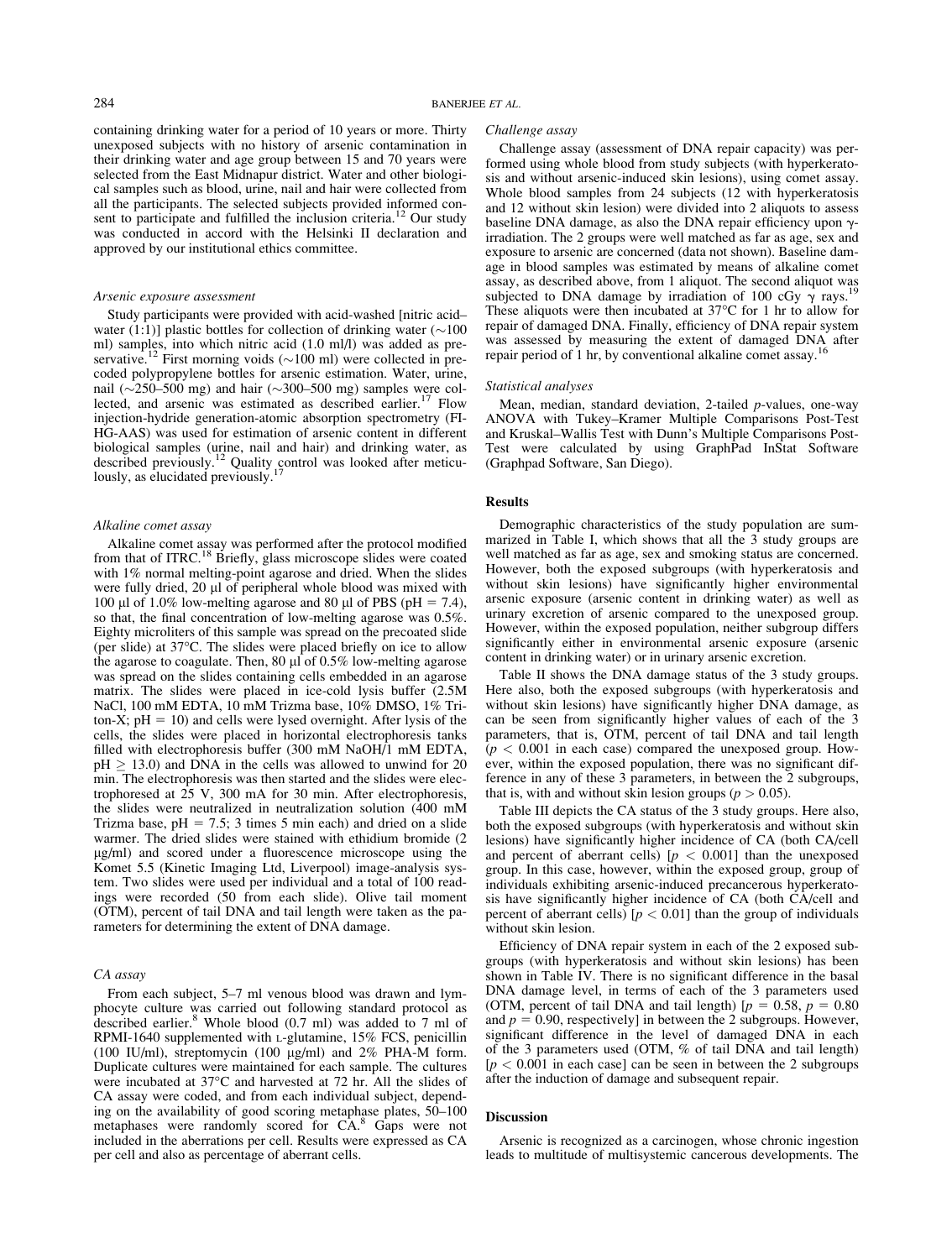containing drinking water for a period of 10 years or more. Thirty unexposed subjects with no history of arsenic contamination in their drinking water and age group between 15 and 70 years were selected from the East Midnapur district. Water and other biological samples such as blood, urine, nail and hair were collected from all the participants. The selected subjects provided informed consent to participate and fulfilled the inclusion criteria.[12] Our study was conducted in accord with the Helsinki II declaration and approved by our institutional ethics committee.

### *Arsenic exposure assessment*

Study participants were provided with acid-washed [nitric acid–water (1:1)] plastic bottles for collection of drinking water (~100 ml) samples, into which nitric acid (1.0 ml/l) was added as preservative.[12] First morning voids (~100 ml) were collected in precoded polypropylene bottles for arsenic estimation. Water, urine, nail (~250–500 mg) and hair (~300–500 mg) samples were collected, and arsenic was estimated as described earlier.[17] Flow injection-hydride generation-atomic absorption spectrometry (FI-HG-AAS) was used for estimation of arsenic content in different biological samples (urine, nail and hair) and drinking water, as described previously.[12] Quality control was looked after meticulously, as elucidated previously.[17]

### *Alkaline comet assay*

Alkaline comet assay was performed after the protocol modified from that of ITRC.[18] Briefly, glass microscope slides were coated with 1% normal melting-point agarose and dried. When the slides were fully dried, 20 μl of peripheral whole blood was mixed with 100 μl of 1.0% low-melting agarose and 80 μl of PBS (pH = 7.4), so that, the final concentration of low-melting agarose was 0.5%. Eighty microliters of this sample was spread on the precoated slide (per slide) at 37°C. The slides were placed briefly on ice to allow the agarose to coagulate. Then, 80 μl of 0.5% low-melting agarose was spread on the slides containing cells embedded in an agarose matrix. The slides were placed in ice-cold lysis buffer (2.5M NaCl, 100 mM EDTA, 10 mM Trizma base, 10% DMSO, 1% Triton-X; pH = 10) and cells were lysed overnight. After lysis of the cells, the slides were placed in horizontal electrophoresis tanks filled with electrophoresis buffer (300 mM NaOH/1 mM EDTA, pH ≥ 13.0) and DNA in the cells was allowed to unwind for 20 min. The electrophoresis was then started and the slides were electrophoresed at 25 V, 300 mA for 30 min. After electrophoresis, the slides were neutralized in neutralization solution (400 mM Trizma base, pH = 7.5; 3 times 5 min each) and dried on a slide warmer. The dried slides were stained with ethidium bromide (2 μg/ml) and scored under a fluorescence microscope using the Komet 5.5 (Kinetic Imaging Ltd, Liverpool) image-analysis system. Two slides were used per individual and a total of 100 readings were recorded (50 from each slide). Olive tail moment (OTM), percent of tail DNA and tail length were taken as the parameters for determining the extent of DNA damage.

### *CA assay*

From each subject, 5–7 ml venous blood was drawn and lymphocyte culture was carried out following standard protocol as described earlier.[8] Whole blood (0.7 ml) was added to 7 ml of RPMI-1640 supplemented with L-glutamine, 15% FCS, penicillin (100 IU/ml), streptomycin (100 μg/ml) and 2% PHA-M form. Duplicate cultures were maintained for each sample. The cultures were incubated at 37°C and harvested at 72 hr. All the slides of CA assay were coded, and from each individual subject, depending on the availability of good scoring metaphase plates, 50–100 metaphases were randomly scored for CA.[8] Gaps were not included in the aberrations per cell. Results were expressed as CA per cell and also as percentage of aberrant cells.

### *Challenge assay*

Challenge assay (assessment of DNA repair capacity) was performed using whole blood from study subjects (with hyperkeratosis and without arsenic-induced skin lesions), using comet assay. Whole blood samples from 24 subjects (12 with hyperkeratosis and 12 without skin lesion) were divided into 2 aliquots to assess baseline DNA damage, as also the DNA repair efficiency upon γ-irradiation. The 2 groups were well matched as far as age, sex and exposure to arsenic are concerned (data not shown). Baseline damage in blood samples was estimated by means of alkaline comet assay, as described above, from 1 aliquot. The second aliquot was subjected to DNA damage by irradiation of 100 cGy γ rays.[19] These aliquots were then incubated at 37°C for 1 hr to allow for repair of damaged DNA. Finally, efficiency of DNA repair system was assessed by measuring the extent of damaged DNA after repair period of 1 hr, by conventional alkaline comet assay.[16]

### *Statistical analyses*

Mean, median, standard deviation, 2-tailed *p*-values, one-way ANOVA with Tukey–Kramer Multiple Comparisons Post-Test and Kruskal–Wallis Test with Dunn's Multiple Comparisons Post-Test were calculated by using GraphPad InStat Software (Graphpad Software, San Diego).

## Results

Demographic characteristics of the study population are summarized in Table I, which shows that all the 3 study groups are well matched as far as age, sex and smoking status are concerned. However, both the exposed subgroups (with hyperkeratosis and without skin lesions) have significantly higher environmental arsenic exposure (arsenic content in drinking water) as well as urinary excretion of arsenic compared to the unexposed group. However, within the exposed population, neither subgroup differs significantly either in environmental arsenic exposure (arsenic content in drinking water) or in urinary arsenic excretion.

Table II shows the DNA damage status of the 3 study groups. Here also, both the exposed subgroups (with hyperkeratosis and without skin lesions) have significantly higher DNA damage, as can be seen from significantly higher values of each of the 3 parameters, that is, OTM, percent of tail DNA and tail length ($p < 0.001$ in each case) compared the unexposed group. However, within the exposed population, there was no significant difference in any of these 3 parameters, in between the 2 subgroups, that is, with and without skin lesion groups ($p > 0.05$).

Table III depicts the CA status of the 3 study groups. Here also, both the exposed subgroups (with hyperkeratosis and without skin lesions) have significantly higher incidence of CA (both CA/cell and percent of aberrant cells) [$p < 0.001$] than the unexposed group. In this case, however, within the exposed group, group of individuals exhibiting arsenic-induced precancerous hyperkeratosis have significantly higher incidence of CA (both CA/cell and percent of aberrant cells) [$p < 0.01$] than the group of individuals without skin lesion.

Efficiency of DNA repair system in each of the 2 exposed subgroups (with hyperkeratosis and without skin lesions) has been shown in Table IV. There is no significant difference in the basal DNA damage level, in terms of each of the 3 parameters used (OTM, percent of tail DNA and tail length) [$p = 0.58$, $p = 0.80$ and $p = 0.90$, respectively] in between the 2 subgroups. However, significant difference in the level of damaged DNA in each of the 3 parameters used (OTM, % of tail DNA and tail length) [$p < 0.001$ in each case] can be seen in between the 2 subgroups after the induction of damage and subsequent repair.

## Discussion

Arsenic is recognized as a carcinogen, whose chronic ingestion leads to multitude of multisystemic cancerous developments. The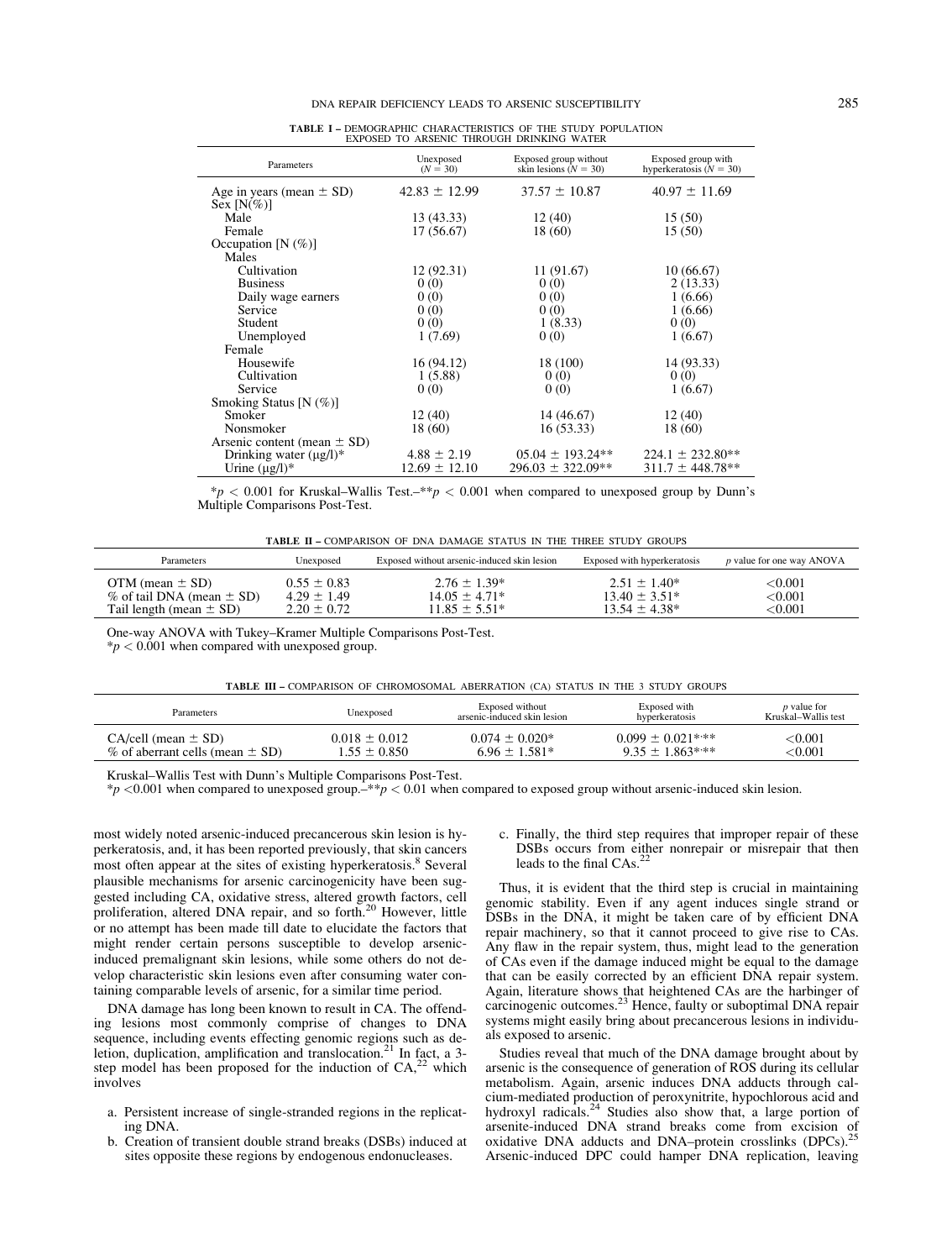**TABLE I** – DEMOGRAPHIC CHARACTERISTICS OF THE STUDY POPULATION EXPOSED TO ARSENIC THROUGH DRINKING WATER

| Parameters | Unexposed ($N = 30$) | Exposed group without skin lesions ($N = 30$) | Exposed group with hyperkeratosis ($N = 30$) |
|---|---|---|---|
| Age in years (mean ± SD) | 42.83 ± 12.99 | 37.57 ± 10.87 | 40.97 ± 11.69 |
| Sex [N(%)] | | | |
| Male | 13 (43.33) | 12 (40) | 15 (50) |
| Female | 17 (56.67) | 18 (60) | 15 (50) |
| Occupation [N (%)] | | | |
| Males | | | |
| Cultivation | 12 (92.31) | 11 (91.67) | 10 (66.67) |
| Business | 0 (0) | 0 (0) | 2 (13.33) |
| Daily wage earners | 0 (0) | 0 (0) | 1 (6.66) |
| Service | 0 (0) | 0 (0) | 1 (6.66) |
| Student | 0 (0) | 1 (8.33) | 0 (0) |
| Unemployed | 1 (7.69) | 0 (0) | 1 (6.67) |
| Female | | | |
| Housewife | 16 (94.12) | 18 (100) | 14 (93.33) |
| Cultivation | 1 (5.88) | 0 (0) | 0 (0) |
| Service | 0 (0) | 0 (0) | 1 (6.67) |
| Smoking Status [N (%)] | | | |
| Smoker | 12 (40) | 14 (46.67) | 12 (40) |
| Nonsmoker | 18 (60) | 16 (53.33) | 18 (60) |
| Arsenic content (mean ± SD) | | | |
| Drinking water (μg/l)* | 4.88 ± 2.19 | 05.04 ± 193.24** | 224.1 ± 232.80** |
| Urine (μg/l)* | 12.69 ± 12.10 | 296.03 ± 322.09** | 311.7 ± 448.78** |

*$p < 0.001$ for Kruskal–Wallis Test.–**$p < 0.001$ when compared to unexposed group by Dunn's Multiple Comparisons Post-Test.

**TABLE II** – COMPARISON OF DNA DAMAGE STATUS IN THE THREE STUDY GROUPS

| Parameters | Unexposed | Exposed without arsenic-induced skin lesion | Exposed with hyperkeratosis | $p$ value for one way ANOVA |
|---|---|---|---|---|
| OTM (mean ± SD) | 0.55 ± 0.83 | 2.76 ± 1.39* | 2.51 ± 1.40* | <0.001 |
| % of tail DNA (mean ± SD) | 4.29 ± 1.49 | 14.05 ± 4.71* | 13.40 ± 3.51* | <0.001 |
| Tail length (mean ± SD) | 2.20 ± 0.72 | 11.85 ± 5.51* | 13.54 ± 4.38* | <0.001 |

One-way ANOVA with Tukey–Kramer Multiple Comparisons Post-Test.
*$p < 0.001$ when compared with unexposed group.

**TABLE III** – COMPARISON OF CHROMOSOMAL ABERRATION (CA) STATUS IN THE 3 STUDY GROUPS

| Parameters | Unexposed | Exposed without arsenic-induced skin lesion | Exposed with hyperkeratosis | $p$ value for Kruskal–Wallis test |
|---|---|---|---|---|
| CA/cell (mean ± SD) | 0.018 ± 0.012 | 0.074 ± 0.020* | 0.099 ± 0.021*** | <0.001 |
| % of aberrant cells (mean ± SD) | 1.55 ± 0.850 | 6.96 ± 1.581* | 9.35 ± 1.863*** | <0.001 |

Kruskal–Wallis Test with Dunn's Multiple Comparisons Post-Test.
*$p$ <0.001 when compared to unexposed group.–**$p < 0.01$ when compared to exposed group without arsenic-induced skin lesion.

most widely noted arsenic-induced precancerous skin lesion is hyperkeratosis, and, it has been reported previously, that skin cancers most often appear at the sites of existing hyperkeratosis.[8] Several plausible mechanisms for arsenic carcinogenicity have been suggested including CA, oxidative stress, altered growth factors, cell proliferation, altered DNA repair, and so forth.[20] However, little or no attempt has been made till date to elucidate the factors that might render certain persons susceptible to develop arsenic-induced premalignant skin lesions, while some others do not develop characteristic skin lesions even after consuming water containing comparable levels of arsenic, for a similar time period.

DNA damage has long been known to result in CA. The offending lesions most commonly comprise of changes to DNA sequence, including events effecting genomic regions such as deletion, duplication, amplification and translocation.[21] In fact, a 3-step model has been proposed for the induction of CA,[22] which involves

a. Persistent increase of single-stranded regions in the replicating DNA.
b. Creation of transient double strand breaks (DSBs) induced at sites opposite these regions by endogenous endonucleases.
c. Finally, the third step requires that improper repair of these DSBs occurs from either nonrepair or misrepair that then leads to the final CAs.[22]

Thus, it is evident that the third step is crucial in maintaining genomic stability. Even if any agent induces single strand or DSBs in the DNA, it might be taken care of by efficient DNA repair machinery, so that it cannot proceed to give rise to CAs. Any flaw in the repair system, thus, might lead to the generation of CAs even if the damage induced might be equal to the damage that can be easily corrected by an efficient DNA repair system. Again, literature shows that heightened CAs are the harbinger of carcinogenic outcomes.[23] Hence, faulty or suboptimal DNA repair systems might easily bring about precancerous lesions in individuals exposed to arsenic.

Studies reveal that much of the DNA damage brought about by arsenic is the consequence of generation of ROS during its cellular metabolism. Again, arsenic induces DNA adducts through calcium-mediated production of peroxynitrite, hypochlorous acid and hydroxyl radicals.[24] Studies also show that, a large portion of arsenite-induced DNA strand breaks come from excision of oxidative DNA adducts and DNA–protein crosslinks (DPCs).[25] Arsenic-induced DPC could hamper DNA replication, leaving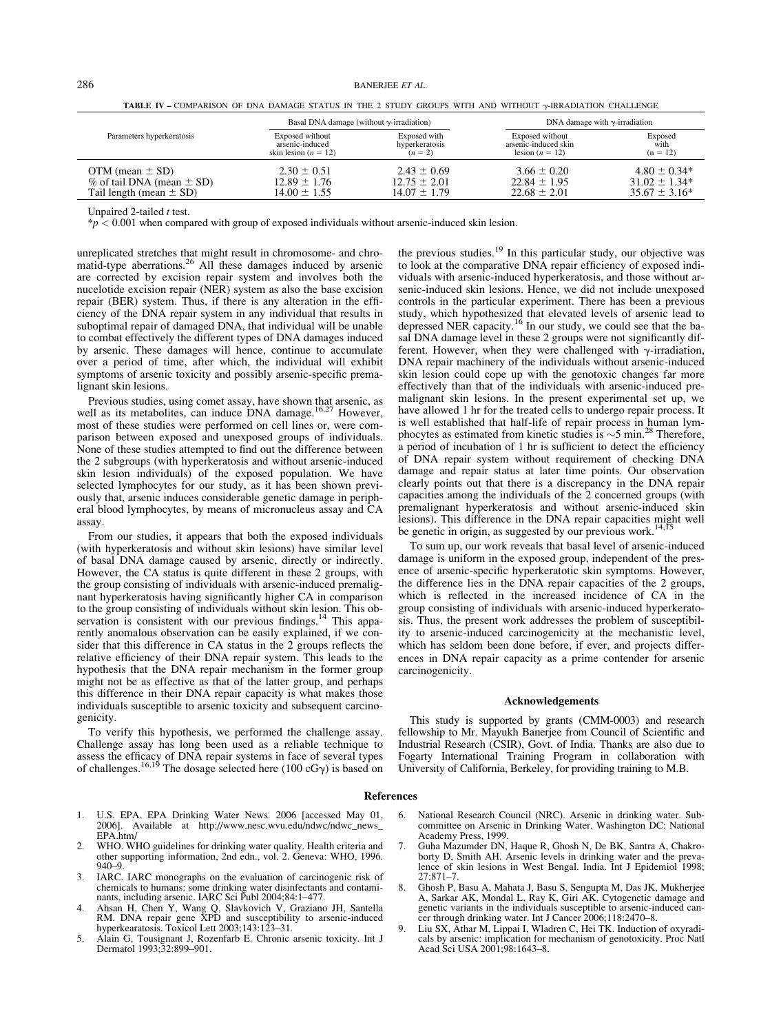**TABLE IV** – COMPARISON OF DNA DAMAGE STATUS IN THE 2 STUDY GROUPS WITH AND WITHOUT γ-IRRADIATION CHALLENGE

| Parameters hyperkeratosis | Basal DNA damage (without γ-irradiation) | | DNA damage with γ-irradiation | |
|---|---|---|---|---|
| | Exposed without arsenic-induced skin lesion ($n = 12$) | Exposed with hyperkeratosis ($n = 2$) | Exposed without arsenic-induced skin lesion ($n = 12$) | Exposed with (n = 12) |
| OTM (mean ± SD) | 2.30 ± 0.51 | 2.43 ± 0.69 | 3.66 ± 0.20 | 4.80 ± 0.34* |
| % of tail DNA (mean ± SD) | 12.89 ± 1.76 | 12.75 ± 2.01 | 22.84 ± 1.95 | 31.02 ± 1.34* |
| Tail length (mean ± SD) | 14.00 ± 1.55 | 14.07 ± 1.79 | 22.68 ± 2.01 | 35.67 ± 3.16* |

Unpaired 2-tailed *t* test.
*$p < 0.001$ when compared with group of exposed individuals without arsenic-induced skin lesion.

unreplicated stretches that might result in chromosome- and chromatid-type aberrations.[26] All these damages induced by arsenic are corrected by excision repair system and involves both the nucelotide excision repair (NER) system as also the base excision repair (BER) system. Thus, if there is any alteration in the efficiency of the DNA repair system in any individual that results in suboptimal repair of damaged DNA, that individual will be unable to combat effectively the different types of DNA damages induced by arsenic. These damages will hence, continue to accumulate over a period of time, after which, the individual will exhibit symptoms of arsenic toxicity and possibly arsenic-specific premalignant skin lesions.

Previous studies, using comet assay, have shown that arsenic, as well as its metabolites, can induce DNA damage.[16,27] However, most of these studies were performed on cell lines or, were comparison between exposed and unexposed groups of individuals. None of these studies attempted to find out the difference between the 2 subgroups (with hyperkeratosis and without arsenic-induced skin lesion individuals) of the exposed population. We have selected lymphocytes for our study, as it has been shown previously that, arsenic induces considerable genetic damage in peripheral blood lymphocytes, by means of micronucleus assay and CA assay.

From our studies, it appears that both the exposed individuals (with hyperkeratosis and without skin lesions) have similar level of basal DNA damage caused by arsenic, directly or indirectly. However, the CA status is quite different in these 2 groups, with the group consisting of individuals with arsenic-induced premalignant hyperkeratosis having significantly higher CA in comparison to the group consisting of individuals without skin lesion. This observation is consistent with our previous findings.[14] This apparently anomalous observation can be easily explained, if we consider that this difference in CA status in the 2 groups reflects the relative efficiency of their DNA repair system. This leads to the hypothesis that the DNA repair mechanism in the former group might not be as effective as that of the latter group, and perhaps this difference in their DNA repair capacity is what makes those individuals susceptible to arsenic toxicity and subsequent carcinogenicity.

To verify this hypothesis, we performed the challenge assay. Challenge assay has long been used as a reliable technique to assess the efficacy of DNA repair systems in face of several types of challenges.[16,19] The dosage selected here (100 cGγ) is based on the previous studies.[19] In this particular study, our objective was to look at the comparative DNA repair efficiency of exposed individuals with arsenic-induced hyperkeratosis, and those without arsenic-induced skin lesions. Hence, we did not include unexposed controls in the particular experiment. There has been a previous study, which hypothesized that elevated levels of arsenic lead to depressed NER capacity.[16] In our study, we could see that the basal DNA damage level in these 2 groups were not significantly different. However, when they were challenged with γ-irradiation, DNA repair machinery of the individuals without arsenic-induced skin lesion could cope up with the genotoxic changes far more effectively than that of the individuals with arsenic-induced premalignant skin lesions. In the present experimental set up, we have allowed 1 hr for the treated cells to undergo repair process. It is well established that half-life of repair process in human lymphocytes as estimated from kinetic studies is ~5 min.[28] Therefore, a period of incubation of 1 hr is sufficient to detect the efficiency of DNA repair system without requirement of checking DNA damage and repair status at later time points. Our observation clearly points out that there is a discrepancy in the DNA repair capacities among the individuals of the 2 concerned groups (with premalignant hyperkeratosis and without arsenic-induced skin lesions). This difference in the DNA repair capacities might well be genetic in origin, as suggested by our previous work.[14,15]

To sum up, our work reveals that basal level of arsenic-induced damage is uniform in the exposed group, independent of the presence of arsenic-specific hyperkeratotic skin symptoms. However, the difference lies in the DNA repair capacities of the 2 groups, which is reflected in the increased incidence of CA in the group consisting of individuals with arsenic-induced hyperkeratosis. Thus, the present work addresses the problem of susceptibility to arsenic-induced carcinogenicity at the mechanistic level, which has seldom been done before, if ever, and projects differences in DNA repair capacity as a prime contender for arsenic carcinogenicity.

## Acknowledgements

This study is supported by grants (CMM-0003) and research fellowship to Mr. Mayukh Banerjee from Council of Scientific and Industrial Research (CSIR), Govt. of India. Thanks are also due to Fogarty International Training Program in collaboration with University of California, Berkeley, for providing training to M.B.

## References

1. U.S. EPA. EPA Drinking Water News. 2006 [accessed May 01, 2006]. Available at http://www.nesc.wvu.edu/ndwc/ndwc_news_EPA.htm/
2. WHO. WHO guidelines for drinking water quality. Health criteria and other supporting information, 2nd edn., vol. 2. Geneva: WHO, 1996. 940–9.
3. IARC. IARC monographs on the evaluation of carcinogenic risk of chemicals to humans: some drinking water disinfectants and contaminants, including arsenic. IARC Sci Publ 2004;84:1–477.
4. Ahsan H, Chen Y, Wang Q, Slavkovich V, Graziano JH, Santella RM. DNA repair gene XPD and susceptibility to arsenic-induced hyperkearatosis. Toxicol Lett 2003;143:123–31.
5. Alain G, Tousignant J, Rozenfarb E. Chronic arsenic toxicity. Int J Dermatol 1993;32:899–901.
6. National Research Council (NRC). Arsenic in drinking water. Subcommittee on Arsenic in Drinking Water. Washington DC: National Academy Press, 1999.
7. Guha Mazumder DN, Haque R, Ghosh N, De BK, Santra A, Chakraborty D, Smith AH. Arsenic levels in drinking water and the prevalence of skin lesions in West Bengal. India. Int J Epidemiol 1998; 27:871–7.
8. Ghosh P, Basu A, Mahata J, Basu S, Sengupta M, Das JK, Mukherjee A, Sarkar AK, Mondal L, Ray K, Giri AK. Cytogenetic damage and genetic variants in the individuals susceptible to arsenic-induced cancer through drinking water. Int J Cancer 2006;118:2470–8.
9. Liu SX, Athar M, Lippai I, Wladren C, Hei TK. Induction of oxyradicals by arsenic: implication for mechanism of genotoxicity. Proc Natl Acad Sci USA 2001;98:1643–8.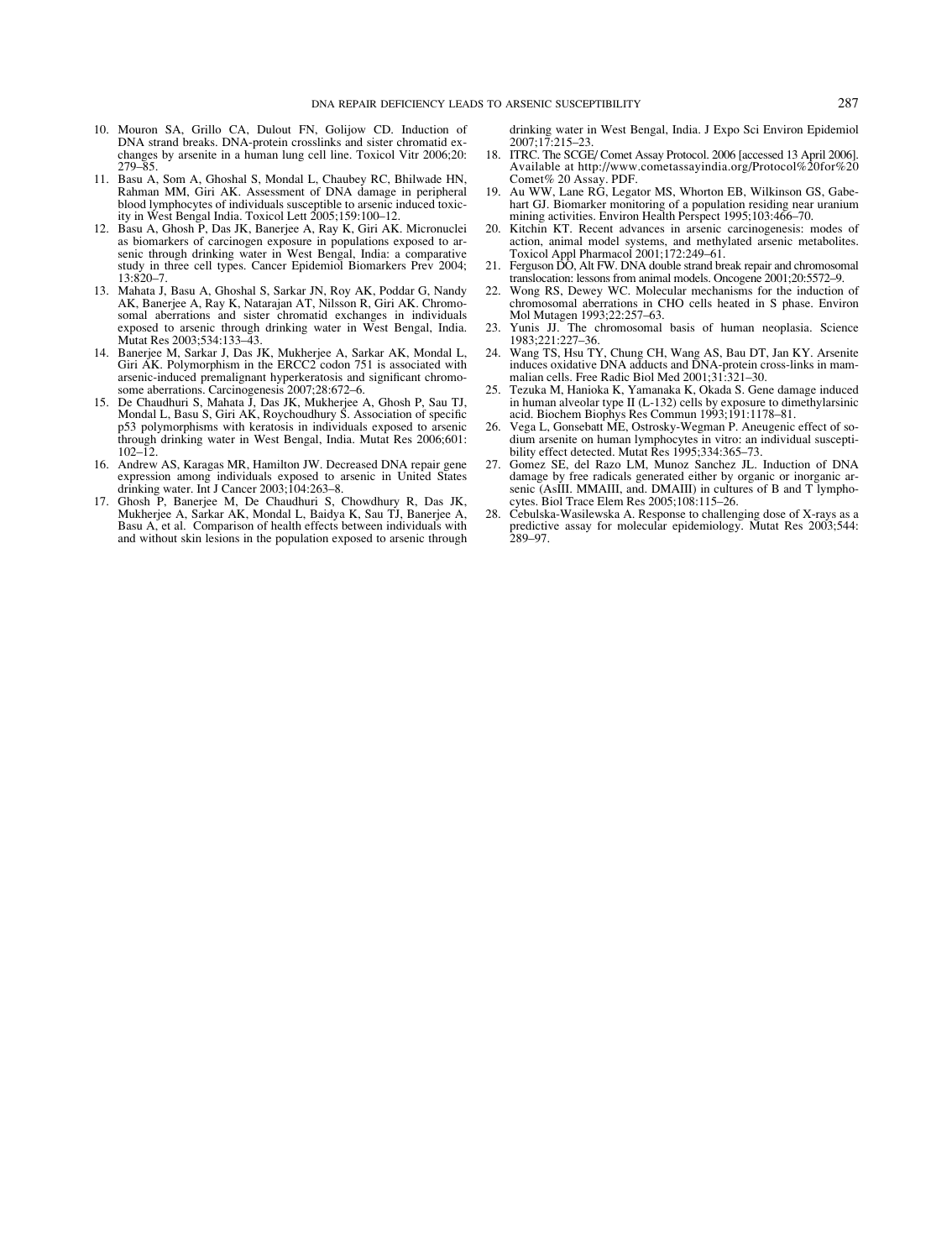10. Mouron SA, Grillo CA, Dulout FN, Golijow CD. Induction of DNA strand breaks. DNA-protein crosslinks and sister chromatid exchanges by arsenite in a human lung cell line. Toxicol Vitr 2006;20: 279–85.
11. Basu A, Som A, Ghoshal S, Mondal L, Chaubey RC, Bhilwade HN, Rahman MM, Giri AK. Assessment of DNA damage in peripheral blood lymphocytes of individuals susceptible to arsenic induced toxicity in West Bengal India. Toxicol Lett 2005;159:100–12.
12. Basu A, Ghosh P, Das JK, Banerjee A, Ray K, Giri AK. Micronuclei as biomarkers of carcinogen exposure in populations exposed to arsenic through drinking water in West Bengal, India: a comparative study in three cell types. Cancer Epidemiol Biomarkers Prev 2004; 13:820–7.
13. Mahata J, Basu A, Ghoshal S, Sarkar JN, Roy AK, Poddar G, Nandy AK, Banerjee A, Ray K, Natarajan AT, Nilsson R, Giri AK. Chromosomal aberrations and sister chromatid exchanges in individuals exposed to arsenic through drinking water in West Bengal, India. Mutat Res 2003;534:133–43.
14. Banerjee M, Sarkar J, Das JK, Mukherjee A, Sarkar AK, Mondal L, Giri AK. Polymorphism in the ERCC2 codon 751 is associated with arsenic-induced premalignant hyperkeratosis and significant chromosome aberrations. Carcinogenesis 2007;28:672–6.
15. De Chaudhuri S, Mahata J, Das JK, Mukherjee A, Ghosh P, Sau TJ, Mondal L, Basu S, Giri AK, Roychoudhury S. Association of specific p53 polymorphisms with keratosis in individuals exposed to arsenic through drinking water in West Bengal, India. Mutat Res 2006;601: 102–12.
16. Andrew AS, Karagas MR, Hamilton JW. Decreased DNA repair gene expression among individuals exposed to arsenic in United States drinking water. Int J Cancer 2003;104:263–8.
17. Ghosh P, Banerjee M, De Chaudhuri S, Chowdhury R, Das JK, Mukherjee A, Sarkar AK, Mondal L, Baidya K, Sau TJ, Banerjee A, Basu A, et al. Comparison of health effects between individuals with and without skin lesions in the population exposed to arsenic through drinking water in West Bengal, India. J Expo Sci Environ Epidemiol 2007;17:215–23.
18. ITRC. The SCGE/ Comet Assay Protocol. 2006 [accessed 13 April 2006]. Available at http://www.cometassayindia.org/Protocol%20for%20 Comet% 20 Assay. PDF.
19. Au WW, Lane RG, Legator MS, Whorton EB, Wilkinson GS, Gabehart GJ. Biomarker monitoring of a population residing near uranium mining activities. Environ Health Perspect 1995;103:466–70.
20. Kitchin KT. Recent advances in arsenic carcinogenesis: modes of action, animal model systems, and methylated arsenic metabolites. Toxicol Appl Pharmacol 2001;172:249–61.
21. Ferguson DO, Alt FW. DNA double strand break repair and chromosomal translocation: lessons from animal models. Oncogene 2001;20:5572–9.
22. Wong RS, Dewey WC. Molecular mechanisms for the induction of chromosomal aberrations in CHO cells heated in S phase. Environ Mol Mutagen 1993;22:257–63.
23. Yunis JJ. The chromosomal basis of human neoplasia. Science 1983;221:227–36.
24. Wang TS, Hsu TY, Chung CH, Wang AS, Bau DT, Jan KY. Arsenite induces oxidative DNA adducts and DNA-protein cross-links in mammalian cells. Free Radic Biol Med 2001;31:321–30.
25. Tezuka M, Hanioka K, Yamanaka K, Okada S. Gene damage induced in human alveolar type II (L-132) cells by exposure to dimethylarsinic acid. Biochem Biophys Res Commun 1993;191:1178–81.
26. Vega L, Gonsebatt ME, Ostrosky-Wegman P. Aneugenic effect of sodium arsenite on human lymphocytes in vitro: an individual susceptibility effect detected. Mutat Res 1995;334:365–73.
27. Gomez SE, del Razo LM, Munoz Sanchez JL. Induction of DNA damage by free radicals generated either by organic or inorganic arsenic (AsIII. MMAIII, and. DMAIII) in cultures of B and T lymphocytes. Biol Trace Elem Res 2005;108:115–26.
28. Cebulska-Wasilewska A. Response to challenging dose of X-rays as a predictive assay for molecular epidemiology. Mutat Res 2003;544: 289–97.